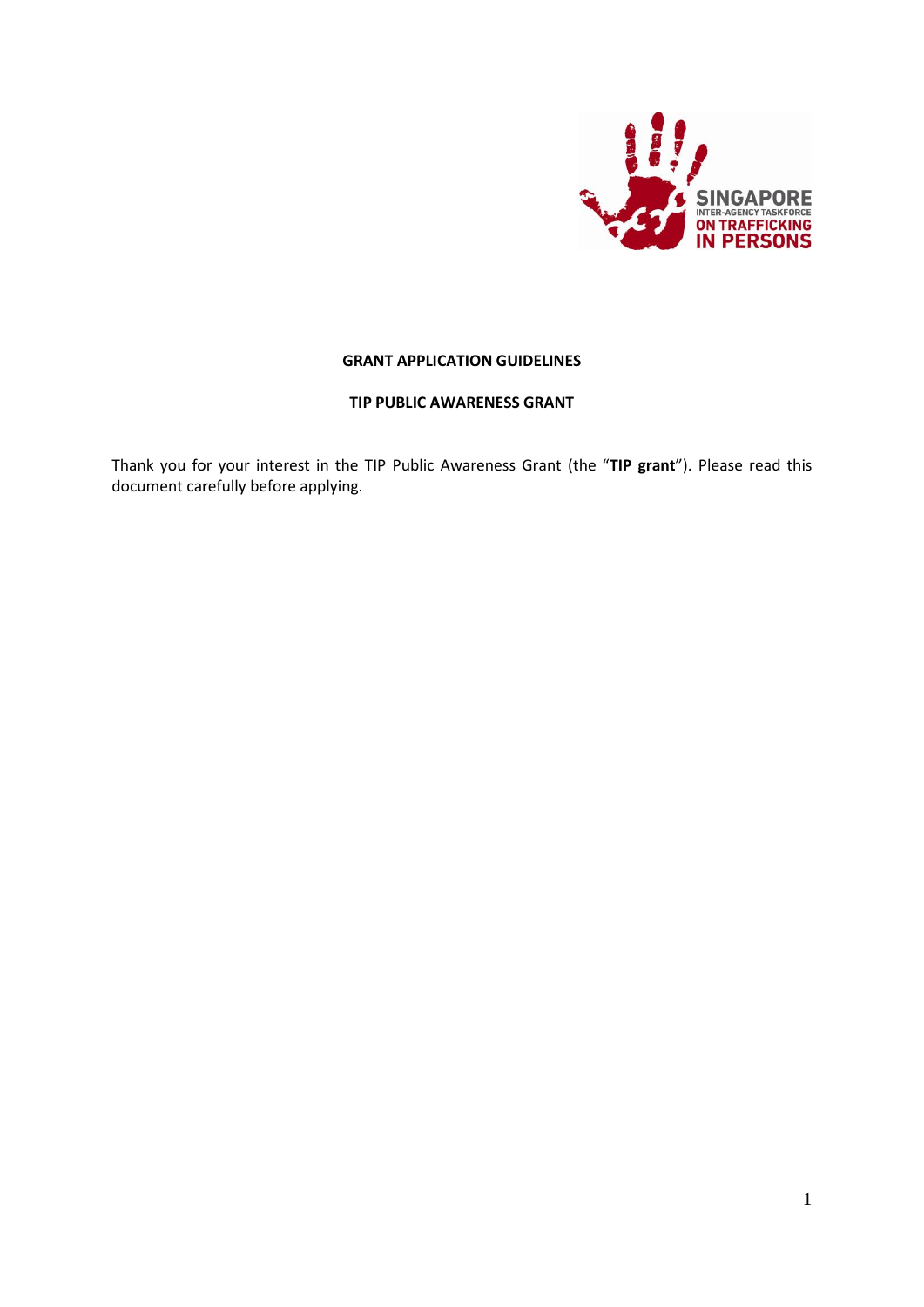# GRANT APPLICATION GUIDELINES

## TIP PUBLIC AWARENESS GRANT

Thank you for your interest in the TIP Public Awareness Grant (the "**TIP grant**"). Please read this document carefully before applying.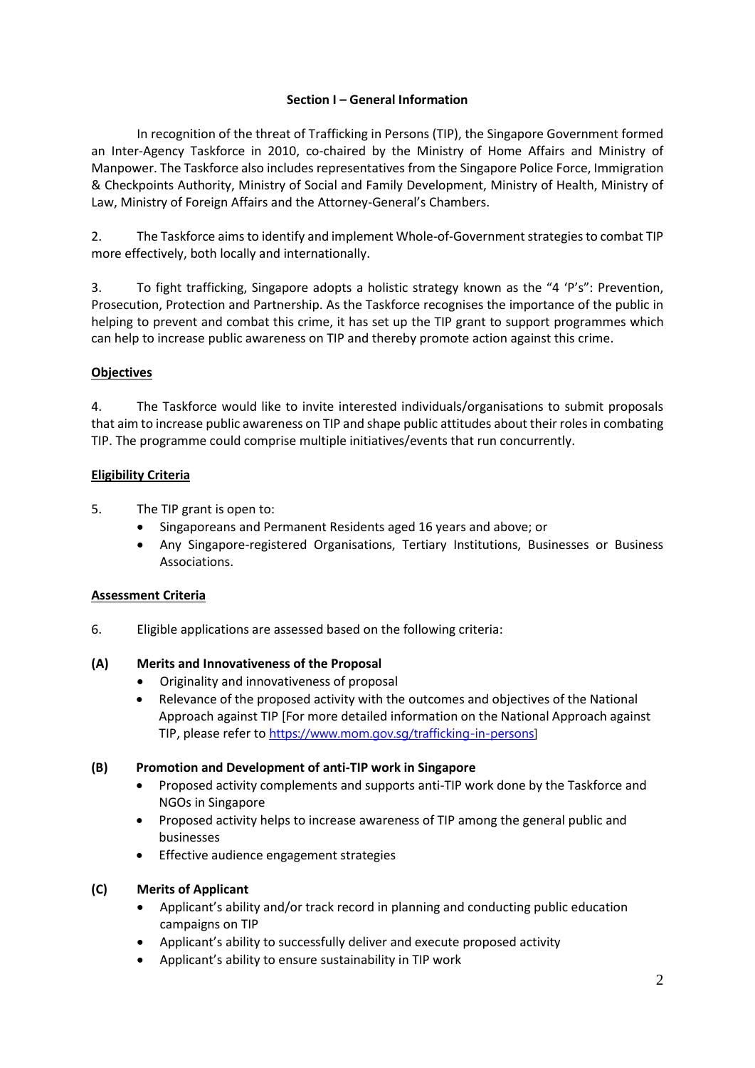## Section I – General Information

In recognition of the threat of Trafficking in Persons (TIP), the Singapore Government formed an Inter-Agency Taskforce in 2010, co-chaired by the Ministry of Home Affairs and Ministry of Manpower. The Taskforce also includes representatives from the Singapore Police Force, Immigration & Checkpoints Authority, Ministry of Social and Family Development, Ministry of Health, Ministry of Law, Ministry of Foreign Affairs and the Attorney-General's Chambers.

2. The Taskforce aims to identify and implement Whole-of-Government strategies to combat TIP more effectively, both locally and internationally.

3. To fight trafficking, Singapore adopts a holistic strategy known as the "4 'P's": Prevention, Prosecution, Protection and Partnership. As the Taskforce recognises the importance of the public in helping to prevent and combat this crime, it has set up the TIP grant to support programmes which can help to increase public awareness on TIP and thereby promote action against this crime.

### Objectives

4. The Taskforce would like to invite interested individuals/organisations to submit proposals that aim to increase public awareness on TIP and shape public attitudes about their roles in combating TIP. The programme could comprise multiple initiatives/events that run concurrently.

### Eligibility Criteria

5. The TIP grant is open to:
   - Singaporeans and Permanent Residents aged 16 years and above; or
   - Any Singapore-registered Organisations, Tertiary Institutions, Businesses or Business Associations.

### Assessment Criteria

6. Eligible applications are assessed based on the following criteria:

**(A) Merits and Innovativeness of the Proposal**
- Originality and innovativeness of proposal
- Relevance of the proposed activity with the outcomes and objectives of the National Approach against TIP [For more detailed information on the National Approach against TIP, please refer to https://www.mom.gov.sg/trafficking-in-persons]

**(B) Promotion and Development of anti-TIP work in Singapore**
- Proposed activity complements and supports anti-TIP work done by the Taskforce and NGOs in Singapore
- Proposed activity helps to increase awareness of TIP among the general public and businesses
- Effective audience engagement strategies

**(C) Merits of Applicant**
- Applicant's ability and/or track record in planning and conducting public education campaigns on TIP
- Applicant's ability to successfully deliver and execute proposed activity
- Applicant's ability to ensure sustainability in TIP work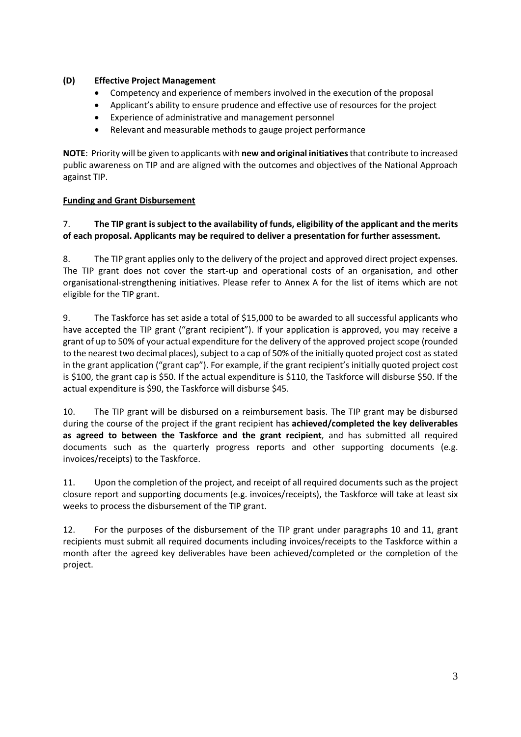**(D) Effective Project Management**

- Competency and experience of members involved in the execution of the proposal
- Applicant's ability to ensure prudence and effective use of resources for the project
- Experience of administrative and management personnel
- Relevant and measurable methods to gauge project performance

**NOTE**: Priority will be given to applicants with **new and original initiatives** that contribute to increased public awareness on TIP and are aligned with the outcomes and objectives of the National Approach against TIP.

**Funding and Grant Disbursement**

7. **The TIP grant is subject to the availability of funds, eligibility of the applicant and the merits of each proposal. Applicants may be required to deliver a presentation for further assessment.**

8. The TIP grant applies only to the delivery of the project and approved direct project expenses. The TIP grant does not cover the start-up and operational costs of an organisation, and other organisational-strengthening initiatives. Please refer to Annex A for the list of items which are not eligible for the TIP grant.

9. The Taskforce has set aside a total of $15,000 to be awarded to all successful applicants who have accepted the TIP grant ("grant recipient"). If your application is approved, you may receive a grant of up to 50% of your actual expenditure for the delivery of the approved project scope (rounded to the nearest two decimal places), subject to a cap of 50% of the initially quoted project cost as stated in the grant application ("grant cap"). For example, if the grant recipient's initially quoted project cost is $100, the grant cap is $50. If the actual expenditure is $110, the Taskforce will disburse $50. If the actual expenditure is $90, the Taskforce will disburse $45.

10. The TIP grant will be disbursed on a reimbursement basis. The TIP grant may be disbursed during the course of the project if the grant recipient has **achieved/completed the key deliverables as agreed to between the Taskforce and the grant recipient**, and has submitted all required documents such as the quarterly progress reports and other supporting documents (e.g. invoices/receipts) to the Taskforce.

11. Upon the completion of the project, and receipt of all required documents such as the project closure report and supporting documents (e.g. invoices/receipts), the Taskforce will take at least six weeks to process the disbursement of the TIP grant.

12. For the purposes of the disbursement of the TIP grant under paragraphs 10 and 11, grant recipients must submit all required documents including invoices/receipts to the Taskforce within a month after the agreed key deliverables have been achieved/completed or the completion of the project.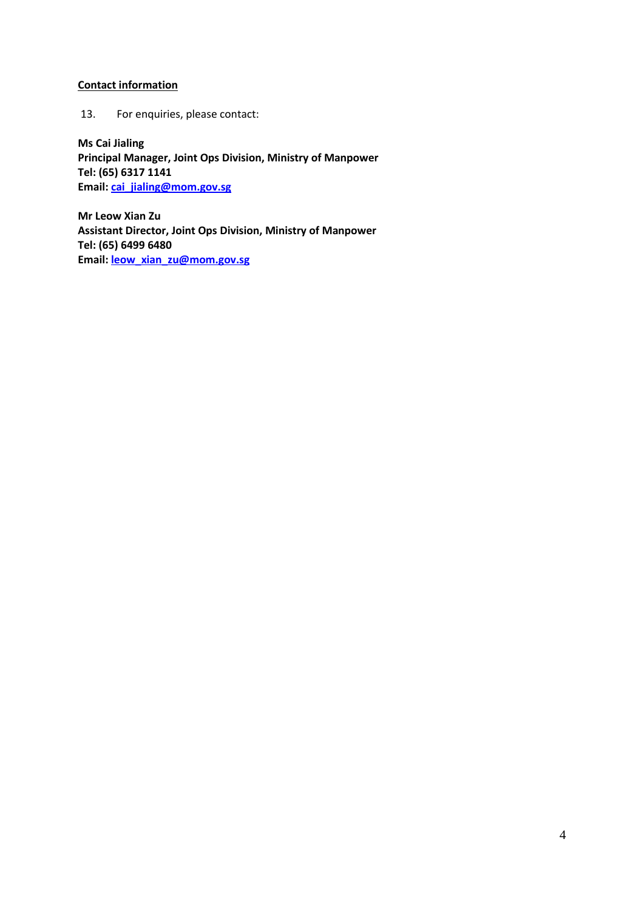**<u>Contact information</u>**

13. For enquiries, please contact:

**Ms Cai Jialing**
**Principal Manager, Joint Ops Division, Ministry of Manpower**
**Tel: (65) 6317 1141**
**Email: cai_jialing@mom.gov.sg**

**Mr Leow Xian Zu**
**Assistant Director, Joint Ops Division, Ministry of Manpower**
**Tel: (65) 6499 6480**
**Email: leow_xian_zu@mom.gov.sg**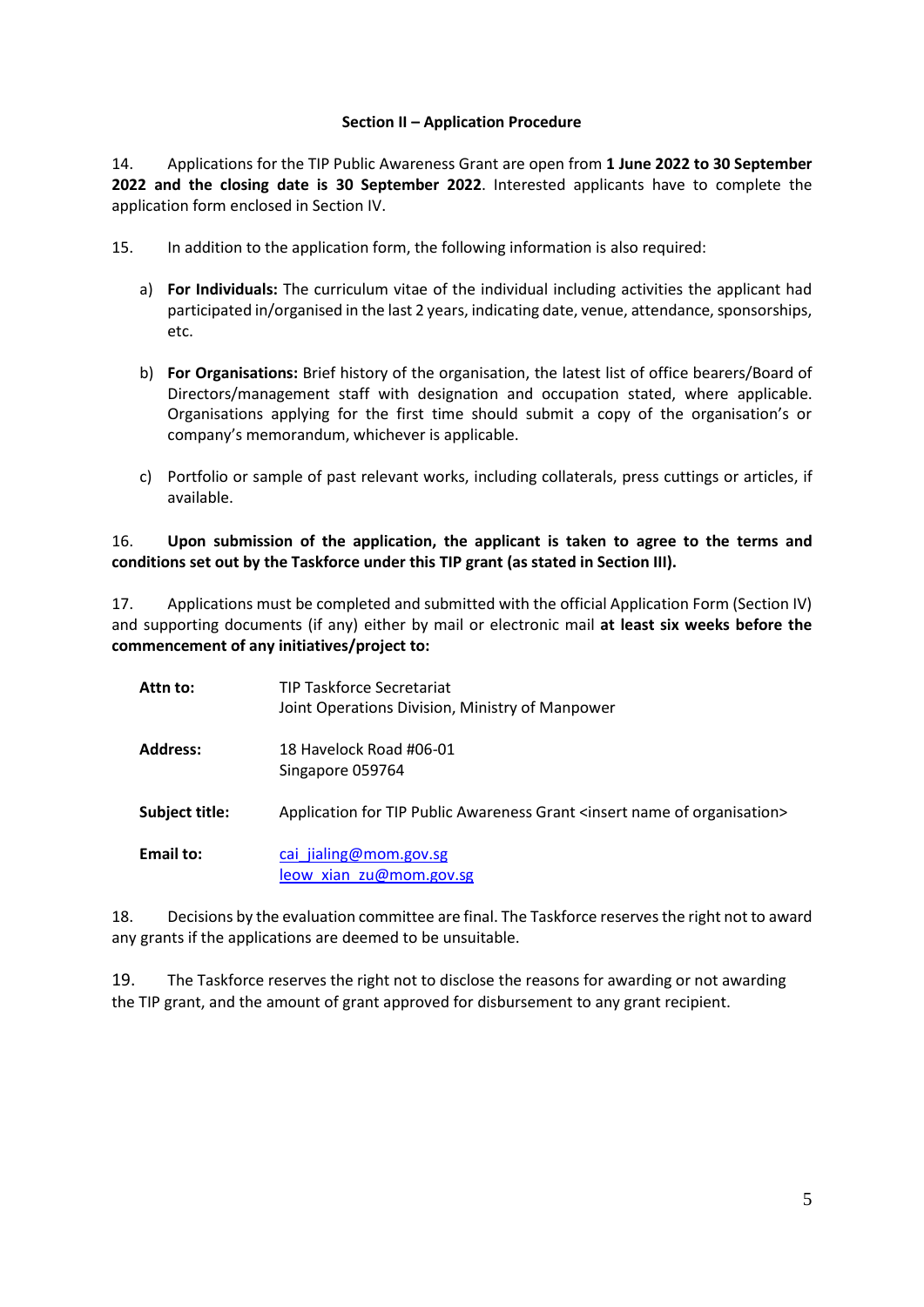## Section II – Application Procedure

14. Applications for the TIP Public Awareness Grant are open from **1 June 2022 to 30 September 2022 and the closing date is 30 September 2022**. Interested applicants have to complete the application form enclosed in Section IV.

15. In addition to the application form, the following information is also required:

a) **For Individuals:** The curriculum vitae of the individual including activities the applicant had participated in/organised in the last 2 years, indicating date, venue, attendance, sponsorships, etc.

b) **For Organisations:** Brief history of the organisation, the latest list of office bearers/Board of Directors/management staff with designation and occupation stated, where applicable. Organisations applying for the first time should submit a copy of the organisation's or company's memorandum, whichever is applicable.

c) Portfolio or sample of past relevant works, including collaterals, press cuttings or articles, if available.

16. **Upon submission of the application, the applicant is taken to agree to the terms and conditions set out by the Taskforce under this TIP grant (as stated in Section III).**

17. Applications must be completed and submitted with the official Application Form (Section IV) and supporting documents (if any) either by mail or electronic mail **at least six weeks before the commencement of any initiatives/project to:**

| | |
|---|---|
| **Attn to:** | TIP Taskforce Secretariat<br>Joint Operations Division, Ministry of Manpower |
| **Address:** | 18 Havelock Road #06-01<br>Singapore 059764 |
| **Subject title:** | Application for TIP Public Awareness Grant <insert name of organisation> |
| **Email to:** | cai_jialing@mom.gov.sg<br>leow_xian_zu@mom.gov.sg |

18. Decisions by the evaluation committee are final. The Taskforce reserves the right not to award any grants if the applications are deemed to be unsuitable.

19. The Taskforce reserves the right not to disclose the reasons for awarding or not awarding the TIP grant, and the amount of grant approved for disbursement to any grant recipient.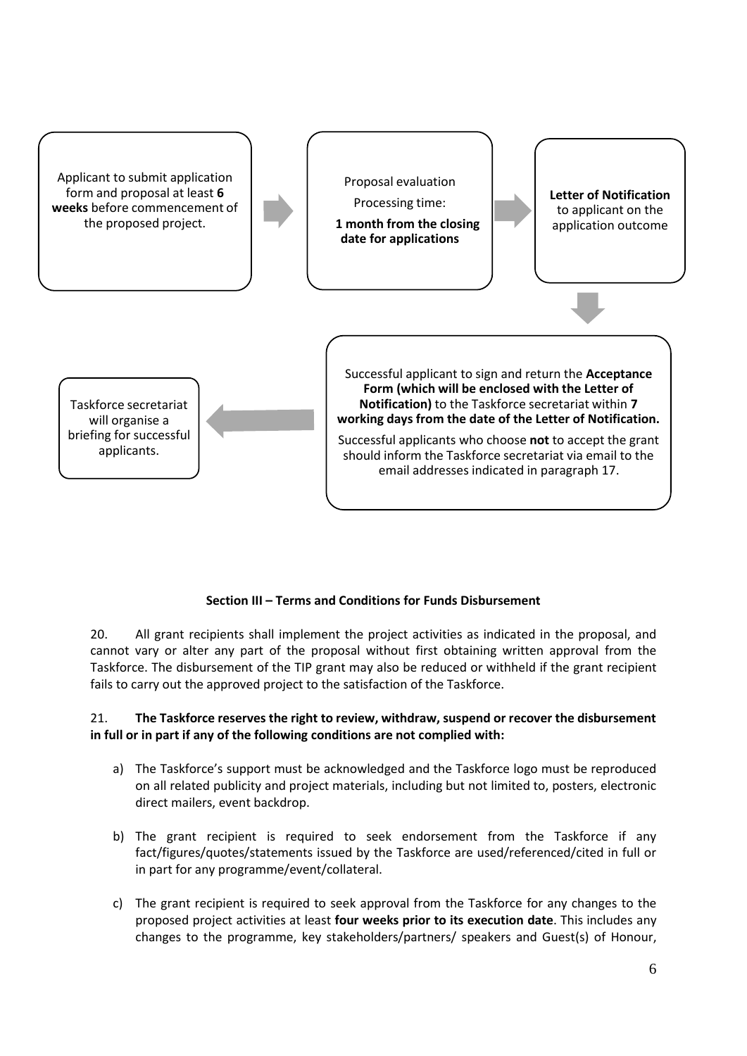Applicant to submit application form and proposal at least **6 weeks** before commencement of the proposed project.

→

Proposal evaluation

Processing time:

**1 month from the closing date for applications**

→

**Letter of Notification** to applicant on the application outcome

↓

Successful applicant to sign and return the **Acceptance Form (which will be enclosed with the Letter of Notification)** to the Taskforce secretariat within **7 working days from the date of the Letter of Notification.**

Successful applicants who choose **not** to accept the grant should inform the Taskforce secretariat via email to the email addresses indicated in paragraph 17.

←

Taskforce secretariat will organise a briefing for successful applicants.

**Section III – Terms and Conditions for Funds Disbursement**

20. All grant recipients shall implement the project activities as indicated in the proposal, and cannot vary or alter any part of the proposal without first obtaining written approval from the Taskforce. The disbursement of the TIP grant may also be reduced or withheld if the grant recipient fails to carry out the approved project to the satisfaction of the Taskforce.

21. **The Taskforce reserves the right to review, withdraw, suspend or recover the disbursement in full or in part if any of the following conditions are not complied with:**

a) The Taskforce's support must be acknowledged and the Taskforce logo must be reproduced on all related publicity and project materials, including but not limited to, posters, electronic direct mailers, event backdrop.

b) The grant recipient is required to seek endorsement from the Taskforce if any fact/figures/quotes/statements issued by the Taskforce are used/referenced/cited in full or in part for any programme/event/collateral.

c) The grant recipient is required to seek approval from the Taskforce for any changes to the proposed project activities at least **four weeks prior to its execution date**. This includes any changes to the programme, key stakeholders/partners/ speakers and Guest(s) of Honour,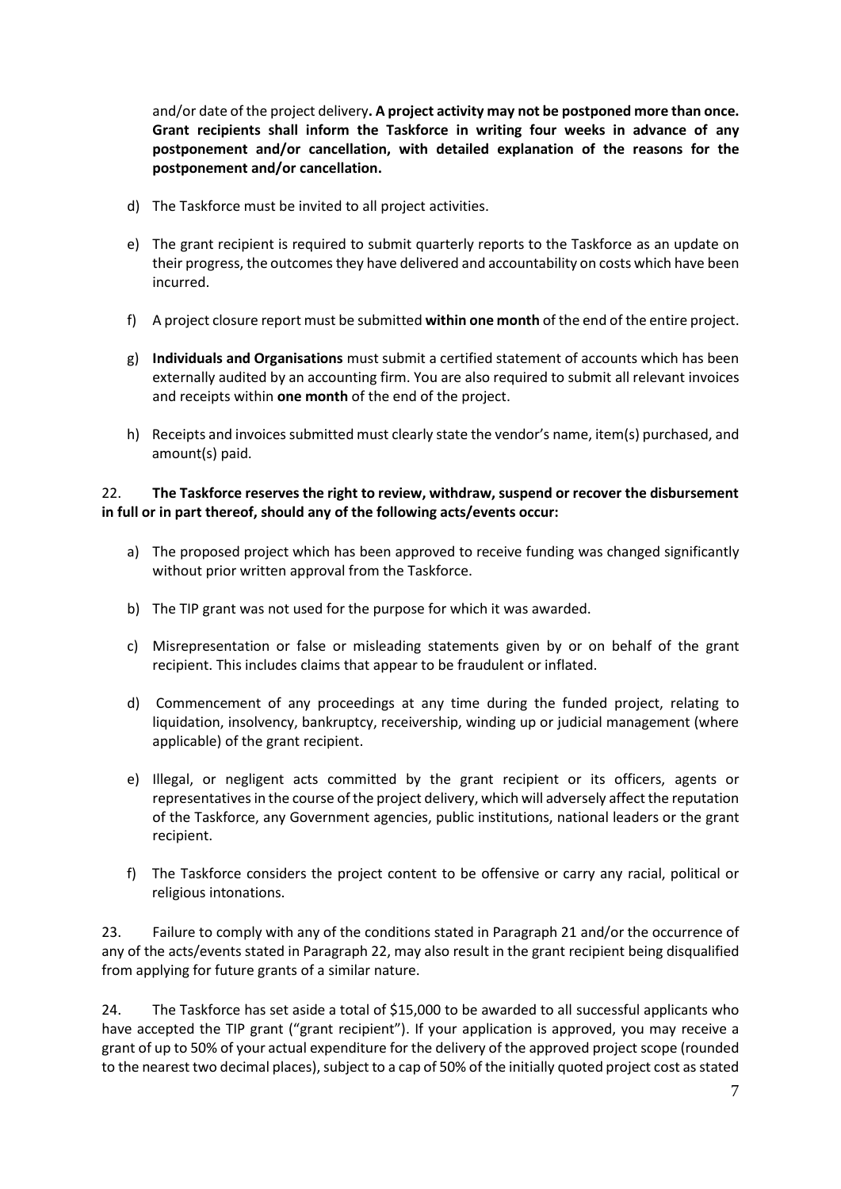and/or date of the project delivery**. A project activity may not be postponed more than once. Grant recipients shall inform the Taskforce in writing four weeks in advance of any postponement and/or cancellation, with detailed explanation of the reasons for the postponement and/or cancellation.**

d) The Taskforce must be invited to all project activities.

e) The grant recipient is required to submit quarterly reports to the Taskforce as an update on their progress, the outcomes they have delivered and accountability on costs which have been incurred.

f) A project closure report must be submitted **within one month** of the end of the entire project.

g) **Individuals and Organisations** must submit a certified statement of accounts which has been externally audited by an accounting firm. You are also required to submit all relevant invoices and receipts within **one month** of the end of the project.

h) Receipts and invoices submitted must clearly state the vendor's name, item(s) purchased, and amount(s) paid.

22. **The Taskforce reserves the right to review, withdraw, suspend or recover the disbursement in full or in part thereof, should any of the following acts/events occur:**

a) The proposed project which has been approved to receive funding was changed significantly without prior written approval from the Taskforce.

b) The TIP grant was not used for the purpose for which it was awarded.

c) Misrepresentation or false or misleading statements given by or on behalf of the grant recipient. This includes claims that appear to be fraudulent or inflated.

d) Commencement of any proceedings at any time during the funded project, relating to liquidation, insolvency, bankruptcy, receivership, winding up or judicial management (where applicable) of the grant recipient.

e) Illegal, or negligent acts committed by the grant recipient or its officers, agents or representatives in the course of the project delivery, which will adversely affect the reputation of the Taskforce, any Government agencies, public institutions, national leaders or the grant recipient.

f) The Taskforce considers the project content to be offensive or carry any racial, political or religious intonations.

23. Failure to comply with any of the conditions stated in Paragraph 21 and/or the occurrence of any of the acts/events stated in Paragraph 22, may also result in the grant recipient being disqualified from applying for future grants of a similar nature.

24. The Taskforce has set aside a total of $15,000 to be awarded to all successful applicants who have accepted the TIP grant ("grant recipient"). If your application is approved, you may receive a grant of up to 50% of your actual expenditure for the delivery of the approved project scope (rounded to the nearest two decimal places), subject to a cap of 50% of the initially quoted project cost as stated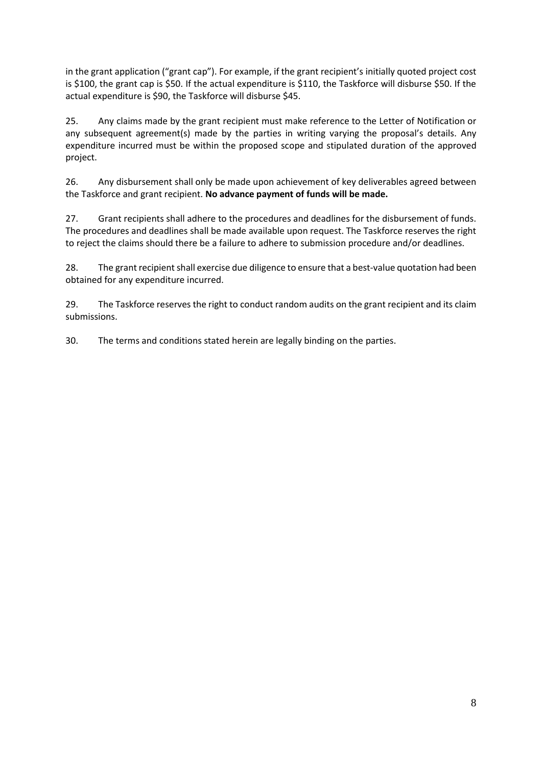in the grant application ("grant cap"). For example, if the grant recipient's initially quoted project cost is $100, the grant cap is $50. If the actual expenditure is $110, the Taskforce will disburse $50. If the actual expenditure is $90, the Taskforce will disburse $45.

25. Any claims made by the grant recipient must make reference to the Letter of Notification or any subsequent agreement(s) made by the parties in writing varying the proposal's details. Any expenditure incurred must be within the proposed scope and stipulated duration of the approved project.

26. Any disbursement shall only be made upon achievement of key deliverables agreed between the Taskforce and grant recipient. **No advance payment of funds will be made.**

27. Grant recipients shall adhere to the procedures and deadlines for the disbursement of funds. The procedures and deadlines shall be made available upon request. The Taskforce reserves the right to reject the claims should there be a failure to adhere to submission procedure and/or deadlines.

28. The grant recipient shall exercise due diligence to ensure that a best-value quotation had been obtained for any expenditure incurred.

29. The Taskforce reserves the right to conduct random audits on the grant recipient and its claim submissions.

30. The terms and conditions stated herein are legally binding on the parties.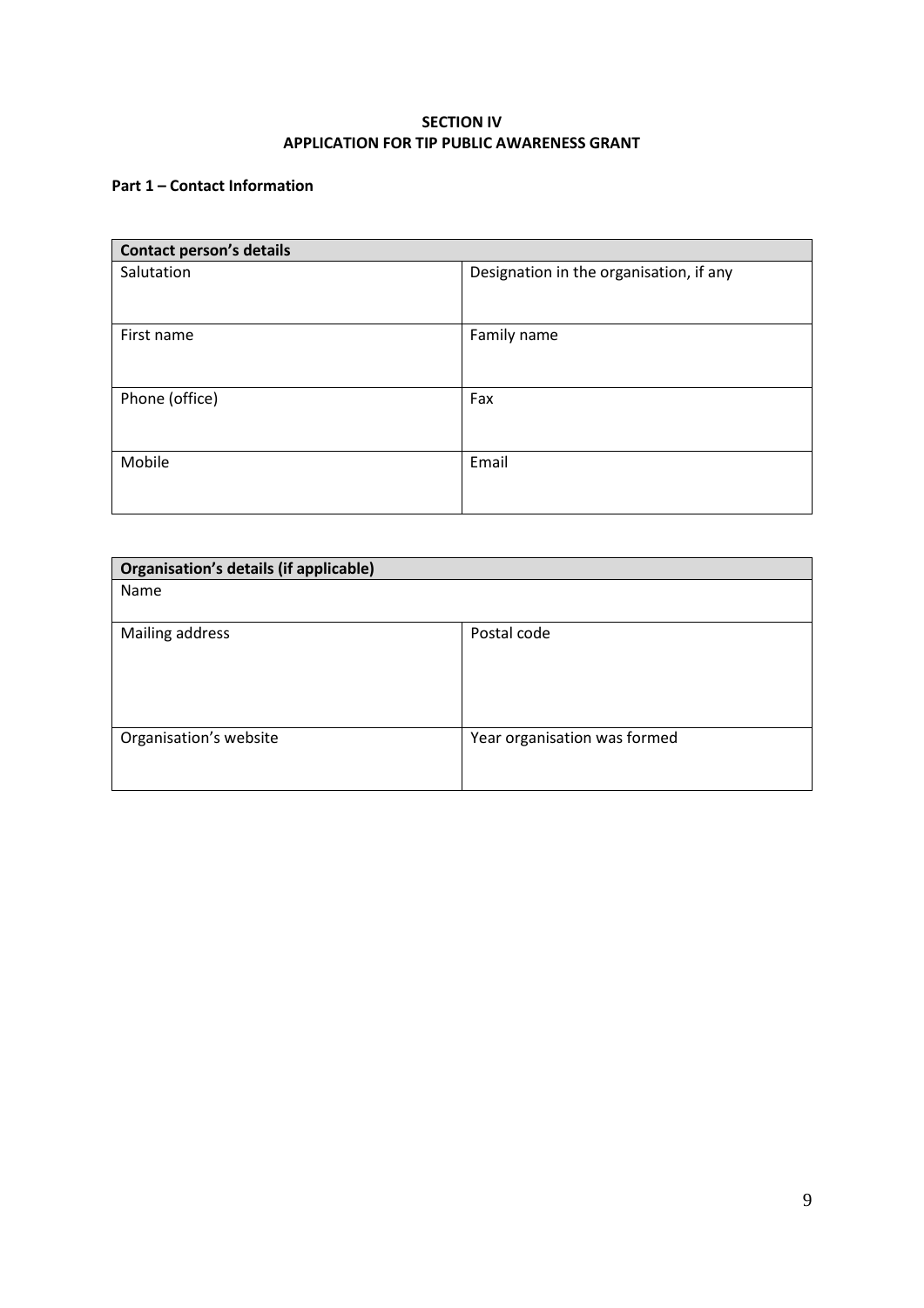**SECTION IV**
**APPLICATION FOR TIP PUBLIC AWARENESS GRANT**

**Part 1 – Contact Information**

| **Contact person's details** | |
|---|---|
| Salutation | Designation in the organisation, if any |
| First name | Family name |
| Phone (office) | Fax |
| Mobile | Email |

| **Organisation's details (if applicable)** | |
|---|---|
| Name | |
| Mailing address | Postal code |
| Organisation's website | Year organisation was formed |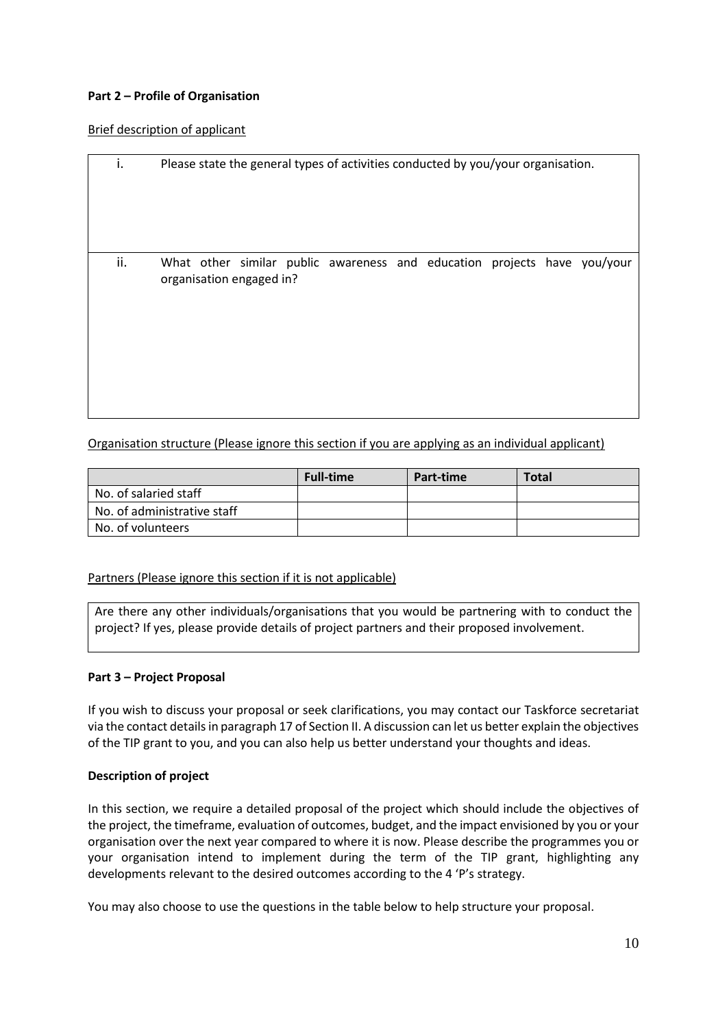**Part 2 – Profile of Organisation**

Brief description of applicant

| | |
|---|---|
| i. | Please state the general types of activities conducted by you/your organisation. |
| ii. | What other similar public awareness and education projects have you/your organisation engaged in? |

Organisation structure (Please ignore this section if you are applying as an individual applicant)

| | Full-time | Part-time | Total |
|---|---|---|---|
| No. of salaried staff | | | |
| No. of administrative staff | | | |
| No. of volunteers | | | |

Partners (Please ignore this section if it is not applicable)

| |
|---|
| Are there any other individuals/organisations that you would be partnering with to conduct the project? If yes, please provide details of project partners and their proposed involvement. |

**Part 3 – Project Proposal**

If you wish to discuss your proposal or seek clarifications, you may contact our Taskforce secretariat via the contact details in paragraph 17 of Section II. A discussion can let us better explain the objectives of the TIP grant to you, and you can also help us better understand your thoughts and ideas.

**Description of project**

In this section, we require a detailed proposal of the project which should include the objectives of the project, the timeframe, evaluation of outcomes, budget, and the impact envisioned by you or your organisation over the next year compared to where it is now. Please describe the programmes you or your organisation intend to implement during the term of the TIP grant, highlighting any developments relevant to the desired outcomes according to the 4 'P's strategy.

You may also choose to use the questions in the table below to help structure your proposal.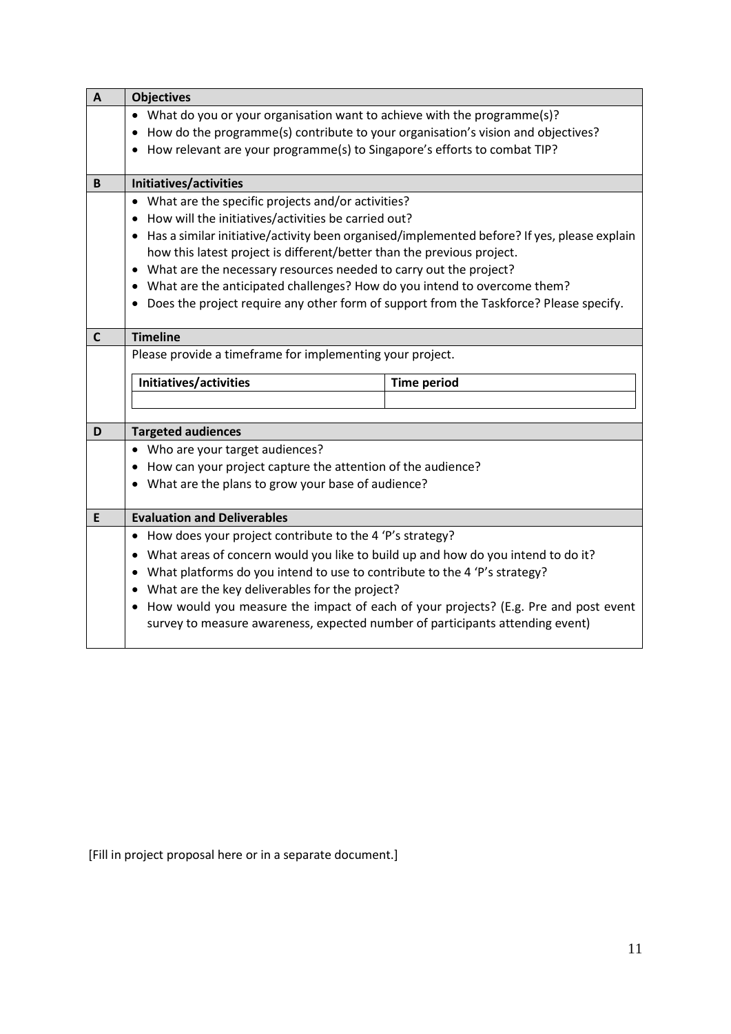| A | Objectives |
|---|---|
| | • What do you or your organisation want to achieve with the programme(s)?<br>• How do the programme(s) contribute to your organisation's vision and objectives?<br>• How relevant are your programme(s) to Singapore's efforts to combat TIP? |
| **B** | **Initiatives/activities** |
| | • What are the specific projects and/or activities?<br>• How will the initiatives/activities be carried out?<br>• Has a similar initiative/activity been organised/implemented before? If yes, please explain how this latest project is different/better than the previous project.<br>• What are the necessary resources needed to carry out the project?<br>• What are the anticipated challenges? How do you intend to overcome them?<br>• Does the project require any other form of support from the Taskforce? Please specify. |
| **C** | **Timeline** |
| | Please provide a timeframe for implementing your project. |
| **D** | **Targeted audiences** |
| | • Who are your target audiences?<br>• How can your project capture the attention of the audience?<br>• What are the plans to grow your base of audience? |
| **E** | **Evaluation and Deliverables** |
| | • How does your project contribute to the 4 'P's strategy?<br>• What areas of concern would you like to build up and how do you intend to do it?<br>• What platforms do you intend to use to contribute to the 4 'P's strategy?<br>• What are the key deliverables for the project?<br>• How would you measure the impact of each of your projects? (E.g. Pre and post event survey to measure awareness, expected number of participants attending event) |

Timeline table (Section C):

| Initiatives/activities | Time period |
|---|---|
| | |

[Fill in project proposal here or in a separate document.]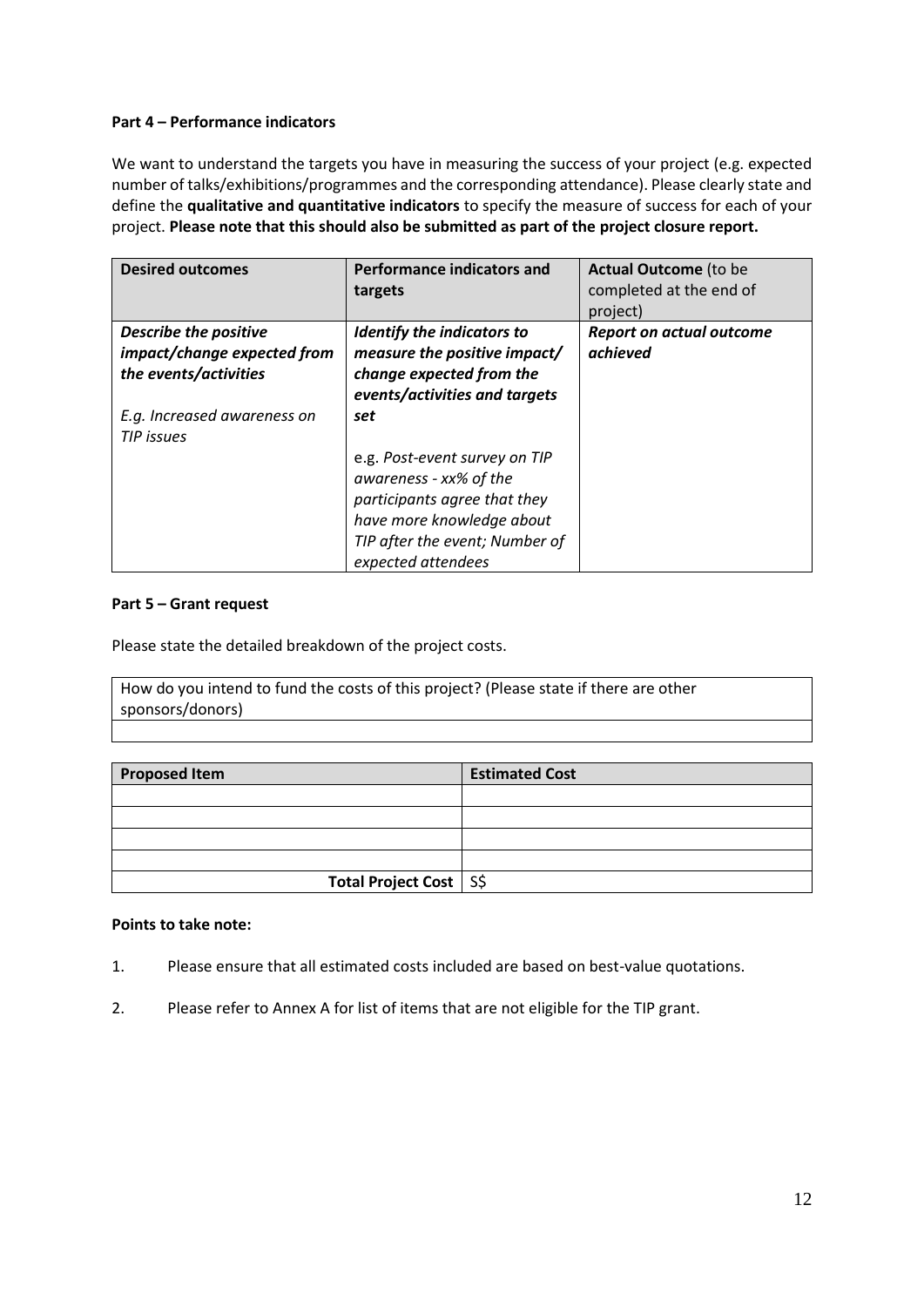**Part 4 – Performance indicators**

We want to understand the targets you have in measuring the success of your project (e.g. expected number of talks/exhibitions/programmes and the corresponding attendance). Please clearly state and define the **qualitative and quantitative indicators** to specify the measure of success for each of your project. **Please note that this should also be submitted as part of the project closure report.**

| **Desired outcomes** | **Performance indicators and targets** | **Actual Outcome** (to be completed at the end of project) |
|---|---|---|
| ***Describe the positive impact/change expected from the events/activities***<br><br>*E.g. Increased awareness on TIP issues* | ***Identify the indicators to measure the positive impact/ change expected from the events/activities and targets set***<br><br>e.g. *Post-event survey on TIP awareness - xx% of the participants agree that they have more knowledge about TIP after the event; Number of expected attendees* | ***Report on actual outcome achieved*** |

**Part 5 – Grant request**

Please state the detailed breakdown of the project costs.

| How do you intend to fund the costs of this project? (Please state if there are other sponsors/donors) |
|---|
| |

| **Proposed Item** | **Estimated Cost** |
|---|---|
| | |
| | |
| | |
| | |
| **Total Project Cost** | S$ |

**Points to take note:**

1. Please ensure that all estimated costs included are based on best-value quotations.

2. Please refer to Annex A for list of items that are not eligible for the TIP grant.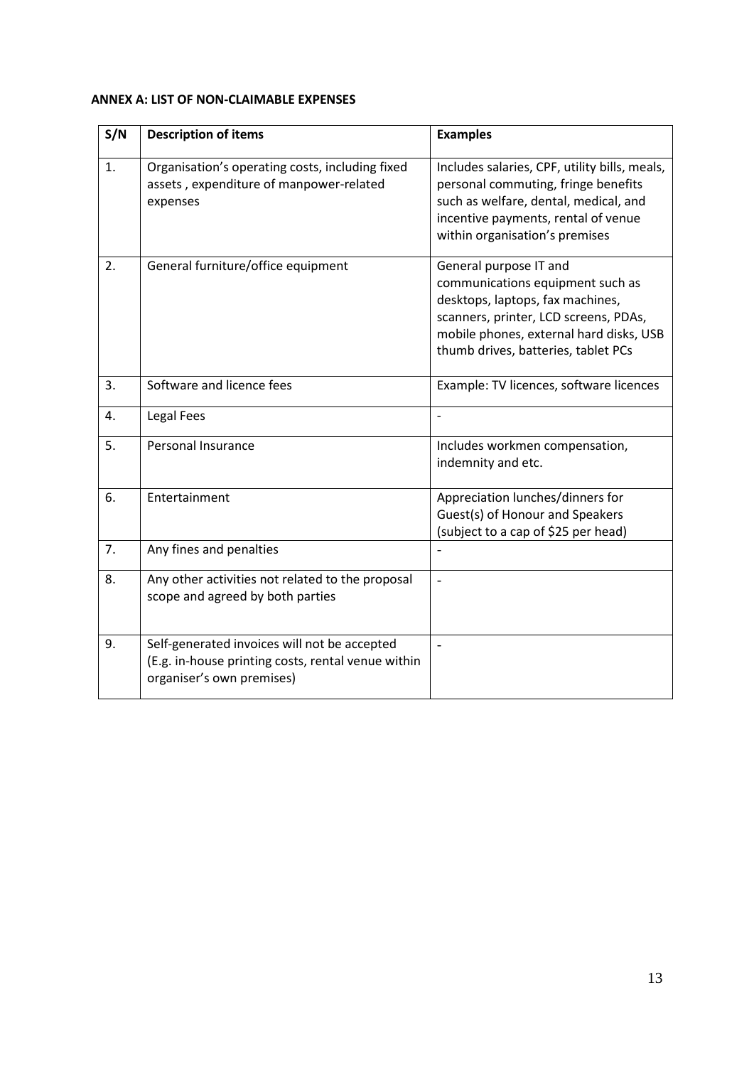**ANNEX A: LIST OF NON-CLAIMABLE EXPENSES**

| S/N | Description of items | Examples |
|---|---|---|
| 1. | Organisation's operating costs, including fixed assets , expenditure of manpower-related expenses | Includes salaries, CPF, utility bills, meals, personal commuting, fringe benefits such as welfare, dental, medical, and incentive payments, rental of venue within organisation's premises |
| 2. | General furniture/office equipment | General purpose IT and communications equipment such as desktops, laptops, fax machines, scanners, printer, LCD screens, PDAs, mobile phones, external hard disks, USB thumb drives, batteries, tablet PCs |
| 3. | Software and licence fees | Example: TV licences, software licences |
| 4. | Legal Fees | - |
| 5. | Personal Insurance | Includes workmen compensation, indemnity and etc. |
| 6. | Entertainment | Appreciation lunches/dinners for Guest(s) of Honour and Speakers (subject to a cap of $25 per head) |
| 7. | Any fines and penalties | - |
| 8. | Any other activities not related to the proposal scope and agreed by both parties | - |
| 9. | Self-generated invoices will not be accepted (E.g. in-house printing costs, rental venue within organiser's own premises) | - |